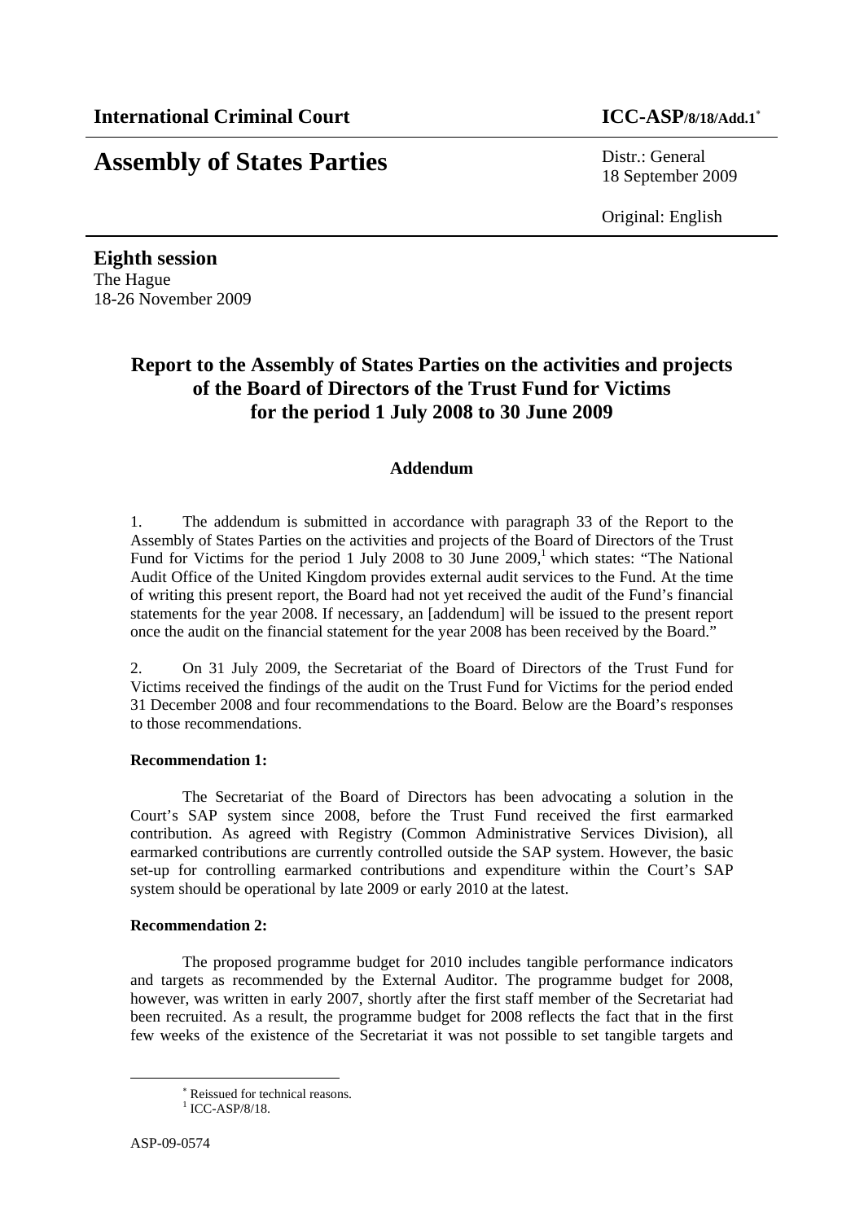**International Criminal Court** **ICC-ASP/8/18/Add.1**[*]

# Assembly of States Parties

Distr.: General
18 September 2009

Original: English

**Eighth session**
The Hague
18-26 November 2009

## Report to the Assembly of States Parties on the activities and projects of the Board of Directors of the Trust Fund for Victims for the period 1 July 2008 to 30 June 2009

### Addendum

1. The addendum is submitted in accordance with paragraph 33 of the Report to the Assembly of States Parties on the activities and projects of the Board of Directors of the Trust Fund for Victims for the period 1 July 2008 to 30 June 2009,[1] which states: "The National Audit Office of the United Kingdom provides external audit services to the Fund. At the time of writing this present report, the Board had not yet received the audit of the Fund's financial statements for the year 2008. If necessary, an [addendum] will be issued to the present report once the audit on the financial statement for the year 2008 has been received by the Board."

2. On 31 July 2009, the Secretariat of the Board of Directors of the Trust Fund for Victims received the findings of the audit on the Trust Fund for Victims for the period ended 31 December 2008 and four recommendations to the Board. Below are the Board's responses to those recommendations.

**Recommendation 1:**

The Secretariat of the Board of Directors has been advocating a solution in the Court's SAP system since 2008, before the Trust Fund received the first earmarked contribution. As agreed with Registry (Common Administrative Services Division), all earmarked contributions are currently controlled outside the SAP system. However, the basic set-up for controlling earmarked contributions and expenditure within the Court's SAP system should be operational by late 2009 or early 2010 at the latest.

**Recommendation 2:**

The proposed programme budget for 2010 includes tangible performance indicators and targets as recommended by the External Auditor. The programme budget for 2008, however, was written in early 2007, shortly after the first staff member of the Secretariat had been recruited. As a result, the programme budget for 2008 reflects the fact that in the first few weeks of the existence of the Secretariat it was not possible to set tangible targets and

---

[*] Reissued for technical reasons.
[1] ICC-ASP/8/18.

ASP-09-0574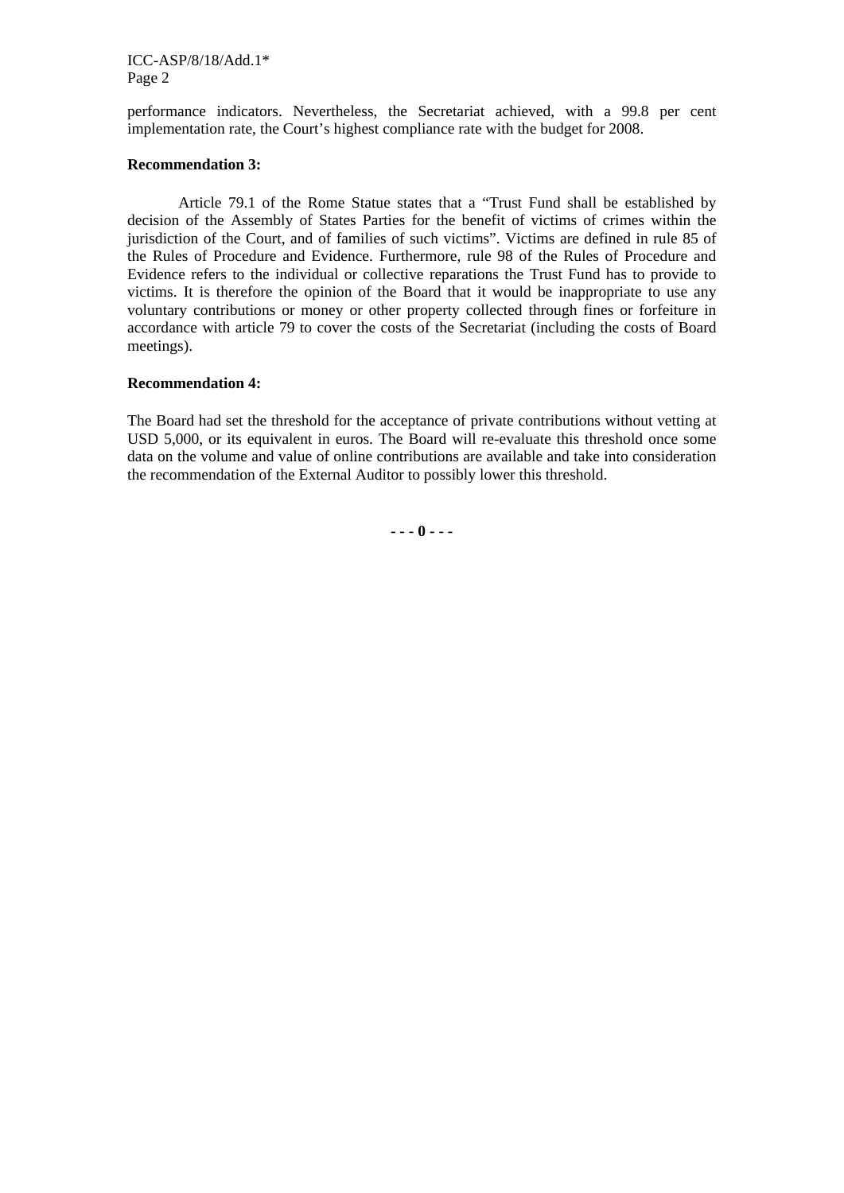performance indicators. Nevertheless, the Secretariat achieved, with a 99.8 per cent implementation rate, the Court's highest compliance rate with the budget for 2008.

**Recommendation 3:**

Article 79.1 of the Rome Statue states that a "Trust Fund shall be established by decision of the Assembly of States Parties for the benefit of victims of crimes within the jurisdiction of the Court, and of families of such victims". Victims are defined in rule 85 of the Rules of Procedure and Evidence. Furthermore, rule 98 of the Rules of Procedure and Evidence refers to the individual or collective reparations the Trust Fund has to provide to victims. It is therefore the opinion of the Board that it would be inappropriate to use any voluntary contributions or money or other property collected through fines or forfeiture in accordance with article 79 to cover the costs of the Secretariat (including the costs of Board meetings).

**Recommendation 4:**

The Board had set the threshold for the acceptance of private contributions without vetting at USD 5,000, or its equivalent in euros. The Board will re-evaluate this threshold once some data on the volume and value of online contributions are available and take into consideration the recommendation of the External Auditor to possibly lower this threshold.

**- - - 0 - - -**